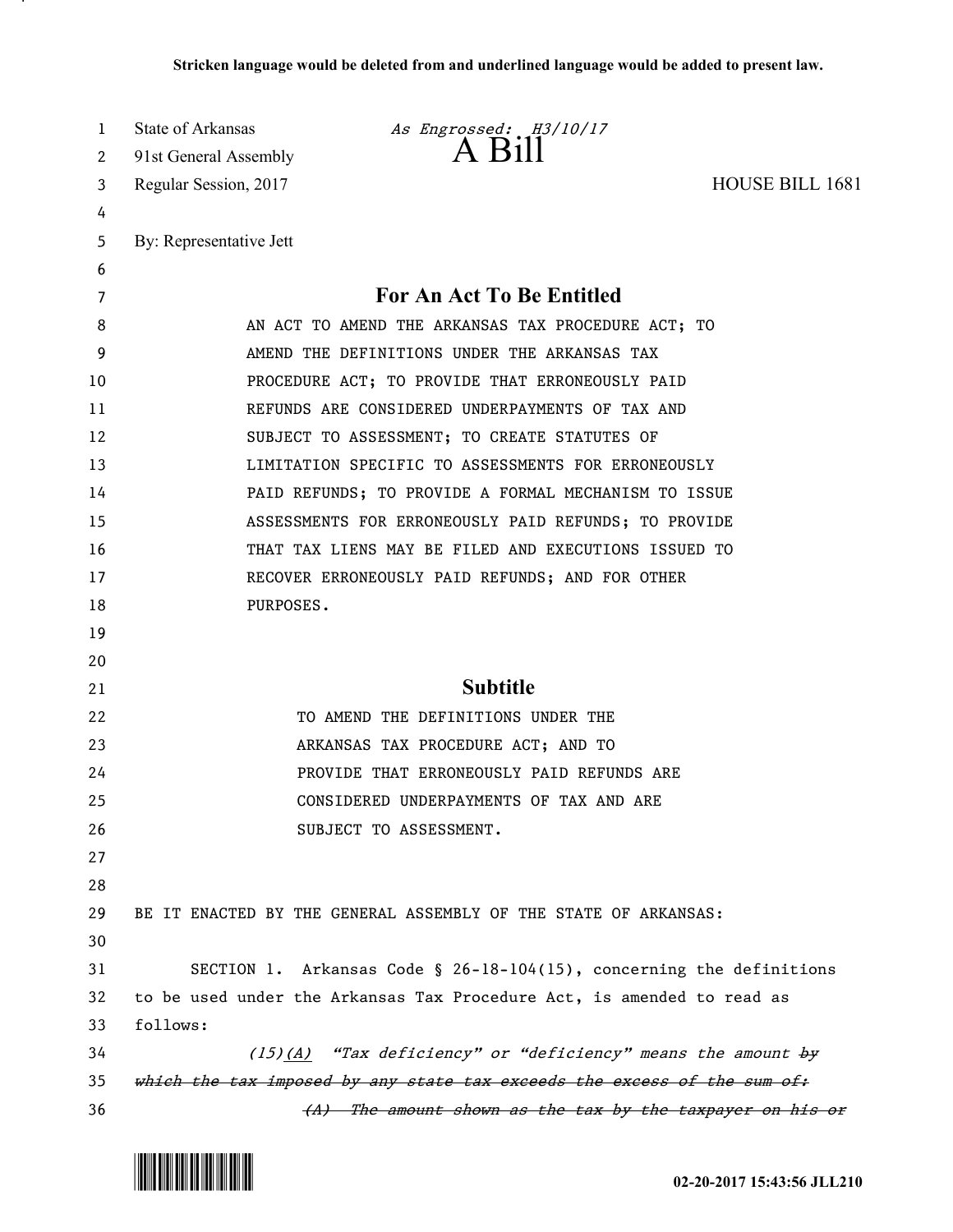Stricken language would be deleted from and underlined language would be added to present law.

State of Arkansas
*As Engrossed: H3/10/17*
91st General Assembly

# A Bill

Regular Session, 2017

HOUSE BILL 1681

By: Representative Jett

## For An Act To Be Entitled

AN ACT TO AMEND THE ARKANSAS TAX PROCEDURE ACT; TO AMEND THE DEFINITIONS UNDER THE ARKANSAS TAX PROCEDURE ACT; TO PROVIDE THAT ERRONEOUSLY PAID REFUNDS ARE CONSIDERED UNDERPAYMENTS OF TAX AND SUBJECT TO ASSESSMENT; TO CREATE STATUTES OF LIMITATION SPECIFIC TO ASSESSMENTS FOR ERRONEOUSLY PAID REFUNDS; TO PROVIDE A FORMAL MECHANISM TO ISSUE ASSESSMENTS FOR ERRONEOUSLY PAID REFUNDS; TO PROVIDE THAT TAX LIENS MAY BE FILED AND EXECUTIONS ISSUED TO RECOVER ERRONEOUSLY PAID REFUNDS; AND FOR OTHER PURPOSES.

## Subtitle

TO AMEND THE DEFINITIONS UNDER THE ARKANSAS TAX PROCEDURE ACT; AND TO PROVIDE THAT ERRONEOUSLY PAID REFUNDS ARE CONSIDERED UNDERPAYMENTS OF TAX AND ARE SUBJECT TO ASSESSMENT.

BE IT ENACTED BY THE GENERAL ASSEMBLY OF THE STATE OF ARKANSAS:

SECTION 1. Arkansas Code § 26-18-104(15), concerning the definitions to be used under the Arkansas Tax Procedure Act, is amended to read as follows:

*(15)<u>(A)</u> "Tax deficiency" or "deficiency" means the amount ~~by which the tax imposed by any state tax exceeds the excess of the sum of:~~*

*~~(A) The amount shown as the tax by the taxpayer on his or~~*

02-20-2017 15:43:56 JLL210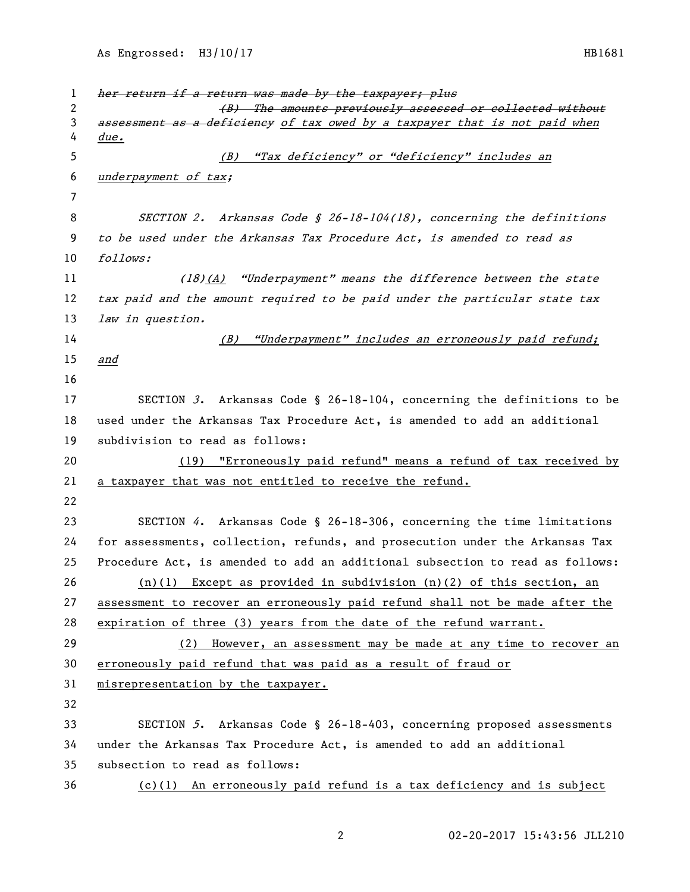~~*her return if a return was made by the taxpayer; plus*~~

~~*(B) The amounts previously assessed or collected without assessment as a deficiency*~~ *of tax owed by a taxpayer that is not paid when due.*

*(B) "Tax deficiency" or "deficiency" includes an underpayment of tax;*

*SECTION 2. Arkansas Code § 26-18-104(18), concerning the definitions to be used under the Arkansas Tax Procedure Act, is amended to read as follows:*

*(18)(A) "Underpayment" means the difference between the state tax paid and the amount required to be paid under the particular state tax law in question.*

*(B) "Underpayment" includes an erroneously paid refund; and*

SECTION *3*. Arkansas Code § 26-18-104, concerning the definitions to be used under the Arkansas Tax Procedure Act, is amended to add an additional subdivision to read as follows:

(19) "Erroneously paid refund" means a refund of tax received by a taxpayer that was not entitled to receive the refund.

SECTION *4*. Arkansas Code § 26-18-306, concerning the time limitations for assessments, collection, refunds, and prosecution under the Arkansas Tax Procedure Act, is amended to add an additional subsection to read as follows:

(n)(1) Except as provided in subdivision (n)(2) of this section, an assessment to recover an erroneously paid refund shall not be made after the expiration of three (3) years from the date of the refund warrant.

(2) However, an assessment may be made at any time to recover an erroneously paid refund that was paid as a result of fraud or misrepresentation by the taxpayer.

SECTION *5*. Arkansas Code § 26-18-403, concerning proposed assessments under the Arkansas Tax Procedure Act, is amended to add an additional subsection to read as follows:

(c)(1) An erroneously paid refund is a tax deficiency and is subject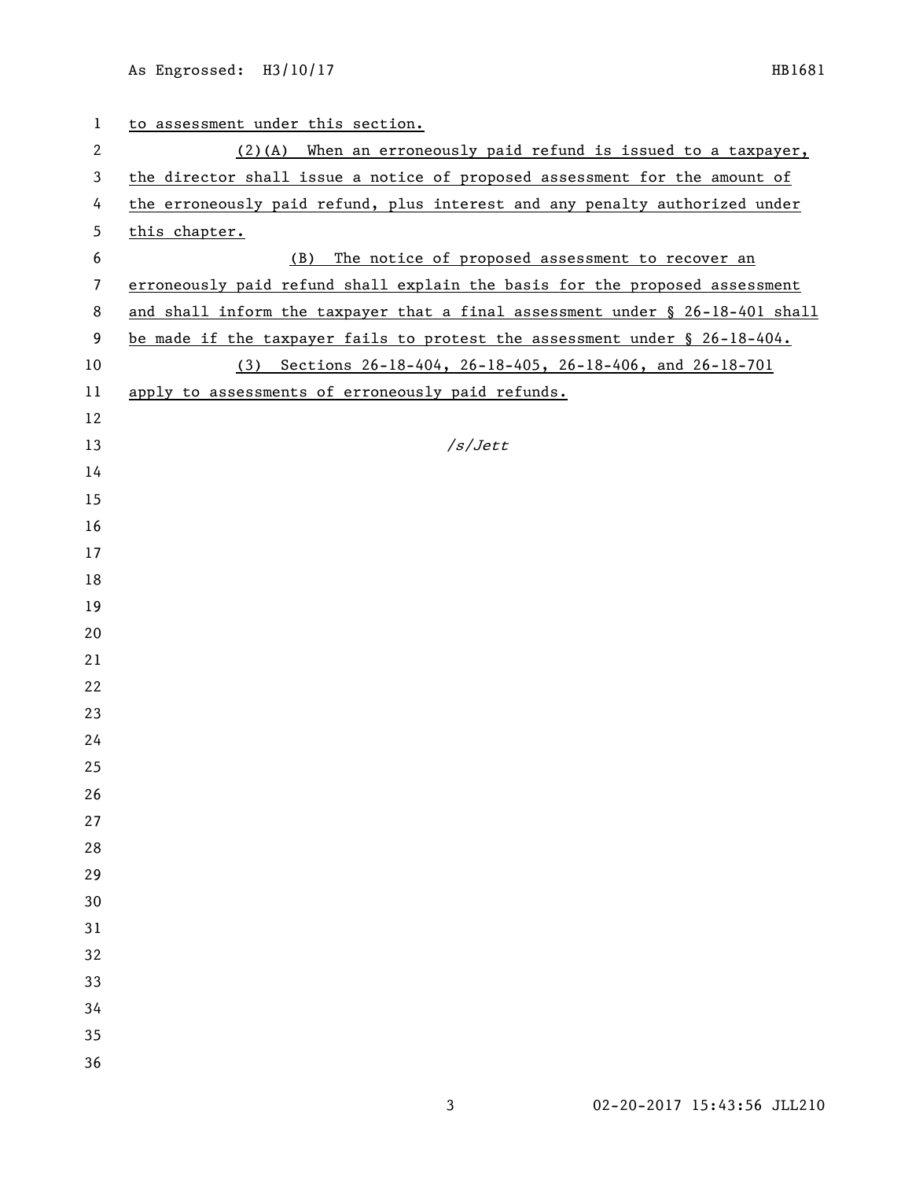to assessment under this section.

(2)(A) When an erroneously paid refund is issued to a taxpayer, the director shall issue a notice of proposed assessment for the amount of the erroneously paid refund, plus interest and any penalty authorized under this chapter.

(B) The notice of proposed assessment to recover an erroneously paid refund shall explain the basis for the proposed assessment and shall inform the taxpayer that a final assessment under § 26-18-401 shall be made if the taxpayer fails to protest the assessment under § 26-18-404.

(3) Sections 26-18-404, 26-18-405, 26-18-406, and 26-18-701 apply to assessments of erroneously paid refunds.

*/s/Jett*